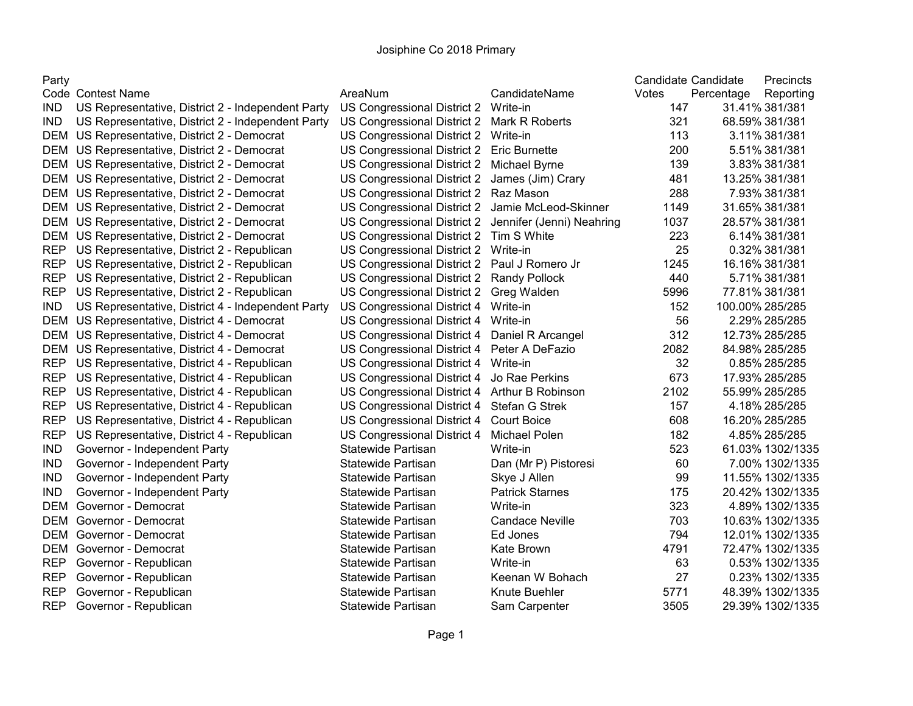# Josiphine Co 2018 Primary

| Party Code | Contest Name | AreaNum | CandidateName | Candidate Votes | Candidate Percentage | Precincts Reporting |
|---|---|---|---|---|---|---|
| IND | US Representative, District 2 - Independent Party | US Congressional District 2 | Write-in | 147 | 31.41% | 381/381 |
| IND | US Representative, District 2 - Independent Party | US Congressional District 2 | Mark R Roberts | 321 | 68.59% | 381/381 |
| DEM | US Representative, District 2 - Democrat | US Congressional District 2 | Write-in | 113 | 3.11% | 381/381 |
| DEM | US Representative, District 2 - Democrat | US Congressional District 2 | Eric Burnette | 200 | 5.51% | 381/381 |
| DEM | US Representative, District 2 - Democrat | US Congressional District 2 | Michael Byrne | 139 | 3.83% | 381/381 |
| DEM | US Representative, District 2 - Democrat | US Congressional District 2 | James (Jim) Crary | 481 | 13.25% | 381/381 |
| DEM | US Representative, District 2 - Democrat | US Congressional District 2 | Raz Mason | 288 | 7.93% | 381/381 |
| DEM | US Representative, District 2 - Democrat | US Congressional District 2 | Jamie McLeod-Skinner | 1149 | 31.65% | 381/381 |
| DEM | US Representative, District 2 - Democrat | US Congressional District 2 | Jennifer (Jenni) Neahring | 1037 | 28.57% | 381/381 |
| DEM | US Representative, District 2 - Democrat | US Congressional District 2 | Tim S White | 223 | 6.14% | 381/381 |
| REP | US Representative, District 2 - Republican | US Congressional District 2 | Write-in | 25 | 0.32% | 381/381 |
| REP | US Representative, District 2 - Republican | US Congressional District 2 | Paul J Romero Jr | 1245 | 16.16% | 381/381 |
| REP | US Representative, District 2 - Republican | US Congressional District 2 | Randy Pollock | 440 | 5.71% | 381/381 |
| REP | US Representative, District 2 - Republican | US Congressional District 2 | Greg Walden | 5996 | 77.81% | 381/381 |
| IND | US Representative, District 4 - Independent Party | US Congressional District 4 | Write-in | 152 | 100.00% | 285/285 |
| DEM | US Representative, District 4 - Democrat | US Congressional District 4 | Write-in | 56 | 2.29% | 285/285 |
| DEM | US Representative, District 4 - Democrat | US Congressional District 4 | Daniel R Arcangel | 312 | 12.73% | 285/285 |
| DEM | US Representative, District 4 - Democrat | US Congressional District 4 | Peter A DeFazio | 2082 | 84.98% | 285/285 |
| REP | US Representative, District 4 - Republican | US Congressional District 4 | Write-in | 32 | 0.85% | 285/285 |
| REP | US Representative, District 4 - Republican | US Congressional District 4 | Jo Rae Perkins | 673 | 17.93% | 285/285 |
| REP | US Representative, District 4 - Republican | US Congressional District 4 | Arthur B Robinson | 2102 | 55.99% | 285/285 |
| REP | US Representative, District 4 - Republican | US Congressional District 4 | Stefan G Strek | 157 | 4.18% | 285/285 |
| REP | US Representative, District 4 - Republican | US Congressional District 4 | Court Boice | 608 | 16.20% | 285/285 |
| REP | US Representative, District 4 - Republican | US Congressional District 4 | Michael Polen | 182 | 4.85% | 285/285 |
| IND | Governor - Independent Party | Statewide Partisan | Write-in | 523 | 61.03% | 1302/1335 |
| IND | Governor - Independent Party | Statewide Partisan | Dan (Mr P) Pistoresi | 60 | 7.00% | 1302/1335 |
| IND | Governor - Independent Party | Statewide Partisan | Skye J Allen | 99 | 11.55% | 1302/1335 |
| IND | Governor - Independent Party | Statewide Partisan | Patrick Starnes | 175 | 20.42% | 1302/1335 |
| DEM | Governor - Democrat | Statewide Partisan | Write-in | 323 | 4.89% | 1302/1335 |
| DEM | Governor - Democrat | Statewide Partisan | Candace Neville | 703 | 10.63% | 1302/1335 |
| DEM | Governor - Democrat | Statewide Partisan | Ed Jones | 794 | 12.01% | 1302/1335 |
| DEM | Governor - Democrat | Statewide Partisan | Kate Brown | 4791 | 72.47% | 1302/1335 |
| REP | Governor - Republican | Statewide Partisan | Write-in | 63 | 0.53% | 1302/1335 |
| REP | Governor - Republican | Statewide Partisan | Keenan W Bohach | 27 | 0.23% | 1302/1335 |
| REP | Governor - Republican | Statewide Partisan | Knute Buehler | 5771 | 48.39% | 1302/1335 |
| REP | Governor - Republican | Statewide Partisan | Sam Carpenter | 3505 | 29.39% | 1302/1335 |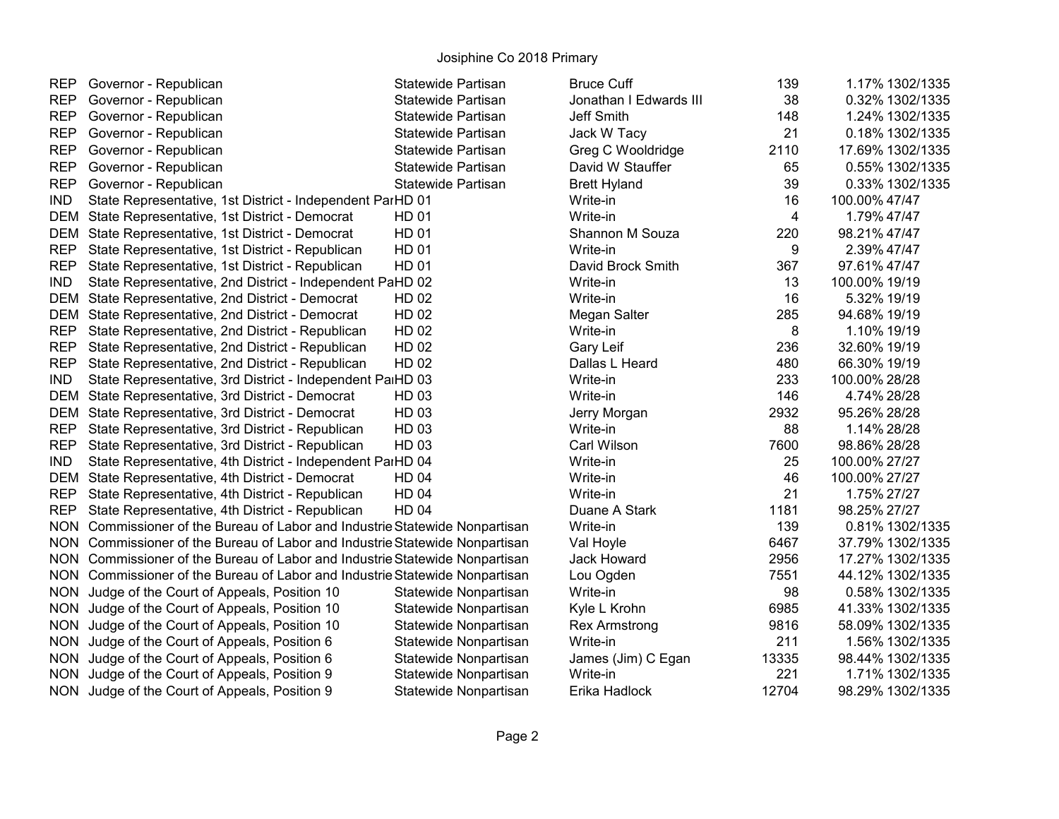# Josiphine Co 2018 Primary

| | | | | | | |
|---|---|---|---|---|---|---|
| REP | Governor - Republican | Statewide Partisan | Bruce Cuff | 139 | 1.17% | 1302/1335 |
| REP | Governor - Republican | Statewide Partisan | Jonathan I Edwards III | 38 | 0.32% | 1302/1335 |
| REP | Governor - Republican | Statewide Partisan | Jeff Smith | 148 | 1.24% | 1302/1335 |
| REP | Governor - Republican | Statewide Partisan | Jack W Tacy | 21 | 0.18% | 1302/1335 |
| REP | Governor - Republican | Statewide Partisan | Greg C Wooldridge | 2110 | 17.69% | 1302/1335 |
| REP | Governor - Republican | Statewide Partisan | David W Stauffer | 65 | 0.55% | 1302/1335 |
| REP | Governor - Republican | Statewide Partisan | Brett Hyland | 39 | 0.33% | 1302/1335 |
| IND | State Representative, 1st District - Independent Par | HD 01 | Write-in | 16 | 100.00% | 47/47 |
| DEM | State Representative, 1st District - Democrat | HD 01 | Write-in | 4 | 1.79% | 47/47 |
| DEM | State Representative, 1st District - Democrat | HD 01 | Shannon M Souza | 220 | 98.21% | 47/47 |
| REP | State Representative, 1st District - Republican | HD 01 | Write-in | 9 | 2.39% | 47/47 |
| REP | State Representative, 1st District - Republican | HD 01 | David Brock Smith | 367 | 97.61% | 47/47 |
| IND | State Representative, 2nd District - Independent Pa | HD 02 | Write-in | 13 | 100.00% | 19/19 |
| DEM | State Representative, 2nd District - Democrat | HD 02 | Write-in | 16 | 5.32% | 19/19 |
| DEM | State Representative, 2nd District - Democrat | HD 02 | Megan Salter | 285 | 94.68% | 19/19 |
| REP | State Representative, 2nd District - Republican | HD 02 | Write-in | 8 | 1.10% | 19/19 |
| REP | State Representative, 2nd District - Republican | HD 02 | Gary Leif | 236 | 32.60% | 19/19 |
| REP | State Representative, 2nd District - Republican | HD 02 | Dallas L Heard | 480 | 66.30% | 19/19 |
| IND | State Representative, 3rd District - Independent Pa | HD 03 | Write-in | 233 | 100.00% | 28/28 |
| DEM | State Representative, 3rd District - Democrat | HD 03 | Write-in | 146 | 4.74% | 28/28 |
| DEM | State Representative, 3rd District - Democrat | HD 03 | Jerry Morgan | 2932 | 95.26% | 28/28 |
| REP | State Representative, 3rd District - Republican | HD 03 | Write-in | 88 | 1.14% | 28/28 |
| REP | State Representative, 3rd District - Republican | HD 03 | Carl Wilson | 7600 | 98.86% | 28/28 |
| IND | State Representative, 4th District - Independent Par | HD 04 | Write-in | 25 | 100.00% | 27/27 |
| DEM | State Representative, 4th District - Democrat | HD 04 | Write-in | 46 | 100.00% | 27/27 |
| REP | State Representative, 4th District - Republican | HD 04 | Write-in | 21 | 1.75% | 27/27 |
| REP | State Representative, 4th District - Republican | HD 04 | Duane A Stark | 1181 | 98.25% | 27/27 |
| NON | Commissioner of the Bureau of Labor and Industrie | Statewide Nonpartisan | Write-in | 139 | 0.81% | 1302/1335 |
| NON | Commissioner of the Bureau of Labor and Industrie | Statewide Nonpartisan | Val Hoyle | 6467 | 37.79% | 1302/1335 |
| NON | Commissioner of the Bureau of Labor and Industrie | Statewide Nonpartisan | Jack Howard | 2956 | 17.27% | 1302/1335 |
| NON | Commissioner of the Bureau of Labor and Industrie | Statewide Nonpartisan | Lou Ogden | 7551 | 44.12% | 1302/1335 |
| NON | Judge of the Court of Appeals, Position 10 | Statewide Nonpartisan | Write-in | 98 | 0.58% | 1302/1335 |
| NON | Judge of the Court of Appeals, Position 10 | Statewide Nonpartisan | Kyle L Krohn | 6985 | 41.33% | 1302/1335 |
| NON | Judge of the Court of Appeals, Position 10 | Statewide Nonpartisan | Rex Armstrong | 9816 | 58.09% | 1302/1335 |
| NON | Judge of the Court of Appeals, Position 6 | Statewide Nonpartisan | Write-in | 211 | 1.56% | 1302/1335 |
| NON | Judge of the Court of Appeals, Position 6 | Statewide Nonpartisan | James (Jim) C Egan | 13335 | 98.44% | 1302/1335 |
| NON | Judge of the Court of Appeals, Position 9 | Statewide Nonpartisan | Write-in | 221 | 1.71% | 1302/1335 |
| NON | Judge of the Court of Appeals, Position 9 | Statewide Nonpartisan | Erika Hadlock | 12704 | 98.29% | 1302/1335 |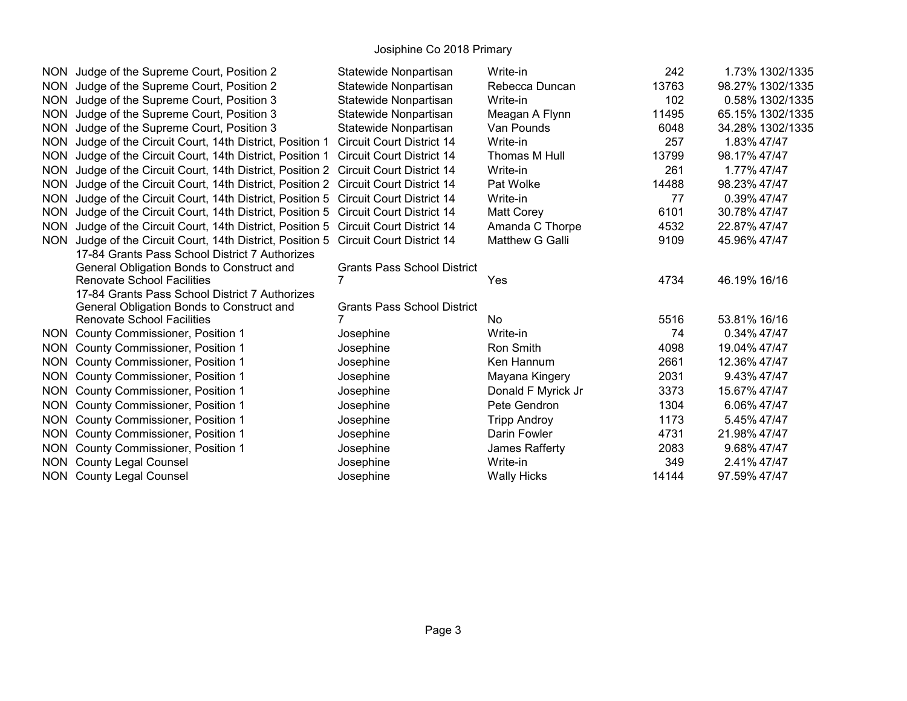# Josiphine Co 2018 Primary

| | | | | | | |
|---|---|---|---|---|---|---|
| NON | Judge of the Supreme Court, Position 2 | Statewide Nonpartisan | Write-in | 242 | 1.73% | 1302/1335 |
| NON | Judge of the Supreme Court, Position 2 | Statewide Nonpartisan | Rebecca Duncan | 13763 | 98.27% | 1302/1335 |
| NON | Judge of the Supreme Court, Position 3 | Statewide Nonpartisan | Write-in | 102 | 0.58% | 1302/1335 |
| NON | Judge of the Supreme Court, Position 3 | Statewide Nonpartisan | Meagan A Flynn | 11495 | 65.15% | 1302/1335 |
| NON | Judge of the Supreme Court, Position 3 | Statewide Nonpartisan | Van Pounds | 6048 | 34.28% | 1302/1335 |
| NON | Judge of the Circuit Court, 14th District, Position 1 | Circuit Court District 14 | Write-in | 257 | 1.83% | 47/47 |
| NON | Judge of the Circuit Court, 14th District, Position 1 | Circuit Court District 14 | Thomas M Hull | 13799 | 98.17% | 47/47 |
| NON | Judge of the Circuit Court, 14th District, Position 2 | Circuit Court District 14 | Write-in | 261 | 1.77% | 47/47 |
| NON | Judge of the Circuit Court, 14th District, Position 2 | Circuit Court District 14 | Pat Wolke | 14488 | 98.23% | 47/47 |
| NON | Judge of the Circuit Court, 14th District, Position 5 | Circuit Court District 14 | Write-in | 77 | 0.39% | 47/47 |
| NON | Judge of the Circuit Court, 14th District, Position 5 | Circuit Court District 14 | Matt Corey | 6101 | 30.78% | 47/47 |
| NON | Judge of the Circuit Court, 14th District, Position 5 | Circuit Court District 14 | Amanda C Thorpe | 4532 | 22.87% | 47/47 |
| NON | Judge of the Circuit Court, 14th District, Position 5 | Circuit Court District 14 | Matthew G Galli | 9109 | 45.96% | 47/47 |
| | 17-84 Grants Pass School District 7 Authorizes General Obligation Bonds to Construct and Renovate School Facilities | Grants Pass School District 7 | Yes | 4734 | 46.19% | 16/16 |
| | 17-84 Grants Pass School District 7 Authorizes General Obligation Bonds to Construct and Renovate School Facilities | Grants Pass School District 7 | No | 5516 | 53.81% | 16/16 |
| NON | County Commissioner, Position 1 | Josephine | Write-in | 74 | 0.34% | 47/47 |
| NON | County Commissioner, Position 1 | Josephine | Ron Smith | 4098 | 19.04% | 47/47 |
| NON | County Commissioner, Position 1 | Josephine | Ken Hannum | 2661 | 12.36% | 47/47 |
| NON | County Commissioner, Position 1 | Josephine | Mayana Kingery | 2031 | 9.43% | 47/47 |
| NON | County Commissioner, Position 1 | Josephine | Donald F Myrick Jr | 3373 | 15.67% | 47/47 |
| NON | County Commissioner, Position 1 | Josephine | Pete Gendron | 1304 | 6.06% | 47/47 |
| NON | County Commissioner, Position 1 | Josephine | Tripp Androy | 1173 | 5.45% | 47/47 |
| NON | County Commissioner, Position 1 | Josephine | Darin Fowler | 4731 | 21.98% | 47/47 |
| NON | County Commissioner, Position 1 | Josephine | James Rafferty | 2083 | 9.68% | 47/47 |
| NON | County Legal Counsel | Josephine | Write-in | 349 | 2.41% | 47/47 |
| NON | County Legal Counsel | Josephine | Wally Hicks | 14144 | 97.59% | 47/47 |